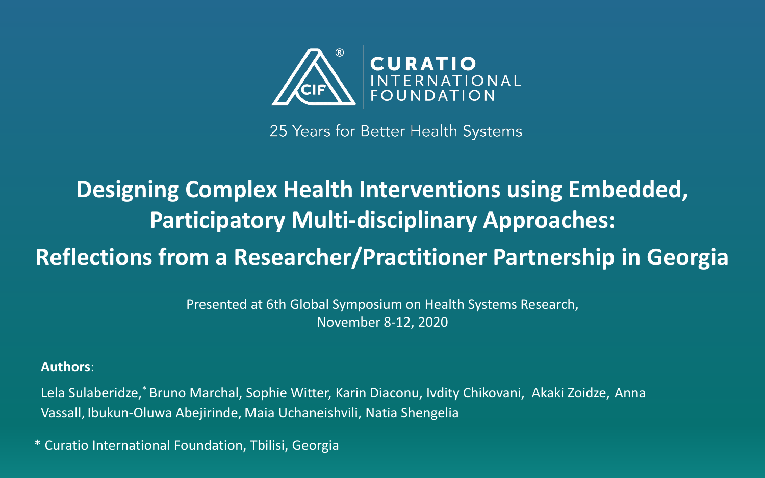CURATIO INTERNATIONAL FOUNDATION

25 Years for Better Health Systems

# Designing Complex Health Interventions using Embedded, Participatory Multi-disciplinary Approaches: Reflections from a Researcher/Practitioner Partnership in Georgia

Presented at 6th Global Symposium on Health Systems Research, November 8-12, 2020

**Authors**:

Lela Sulaberidze,* Bruno Marchal, Sophie Witter, Karin Diaconu, Ivdity Chikovani, Akaki Zoidze, Anna Vassall, Ibukun-Oluwa Abejirinde, Maia Uchaneishvili, Natia Shengelia

* Curatio International Foundation, Tbilisi, Georgia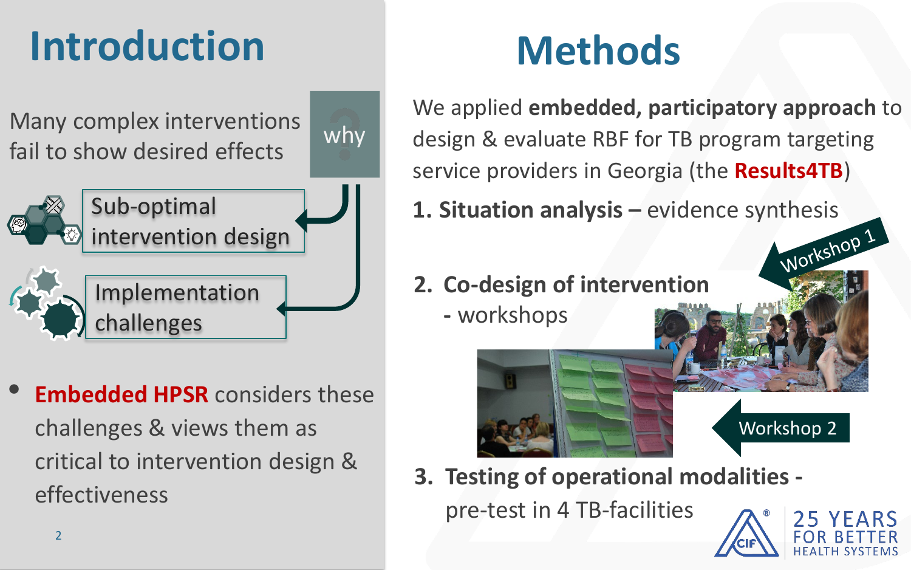# Introduction

Many complex interventions fail to show desired effects

why

Sub-optimal intervention design

Implementation challenges

- **Embedded HPSR** considers these challenges & views them as critical to intervention design & effectiveness

# Methods

We applied **embedded, participatory approach** to design & evaluate RBF for TB program targeting service providers in Georgia (the **Results4TB**)

1. **Situation analysis –** evidence synthesis
2. **Co-design of intervention**
   - workshops

Workshop 1

Workshop 2

3. **Testing of operational modalities -** pre-test in 4 TB-facilities

CIF 25 YEARS FOR BETTER HEALTH SYSTEMS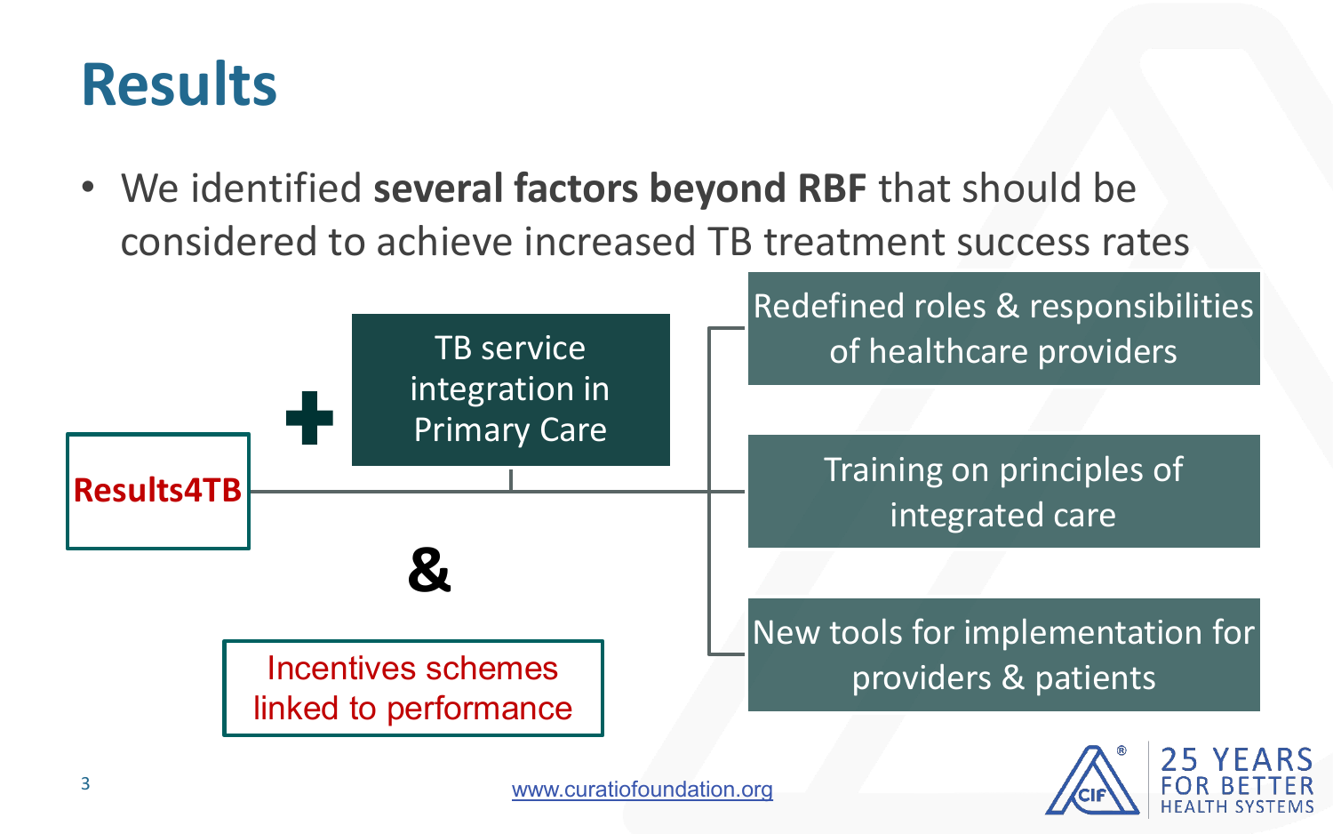# Results

- We identified **several factors beyond RBF** that should be considered to achieve increased TB treatment success rates

Results4TB

+ TB service integration in Primary Care

- Redefined roles & responsibilities of healthcare providers
- Training on principles of integrated care
- New tools for implementation for providers & patients

&

Incentives schemes linked to performance

www.curatiofoundation.org

25 YEARS FOR BETTER HEALTH SYSTEMS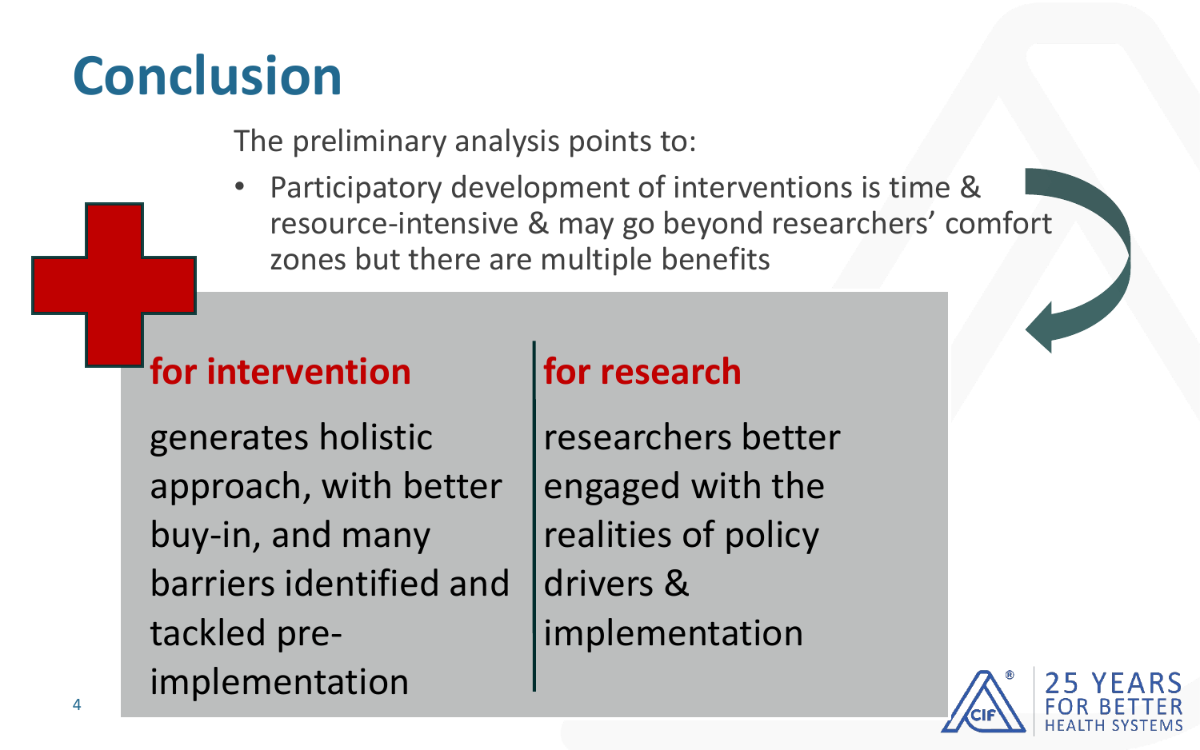# Conclusion

The preliminary analysis points to:

- Participatory development of interventions is time & resource-intensive & may go beyond researchers' comfort zones but there are multiple benefits

**for intervention**

generates holistic approach, with better buy-in, and many barriers identified and tackled pre-implementation

**for research**

researchers better engaged with the realities of policy drivers & implementation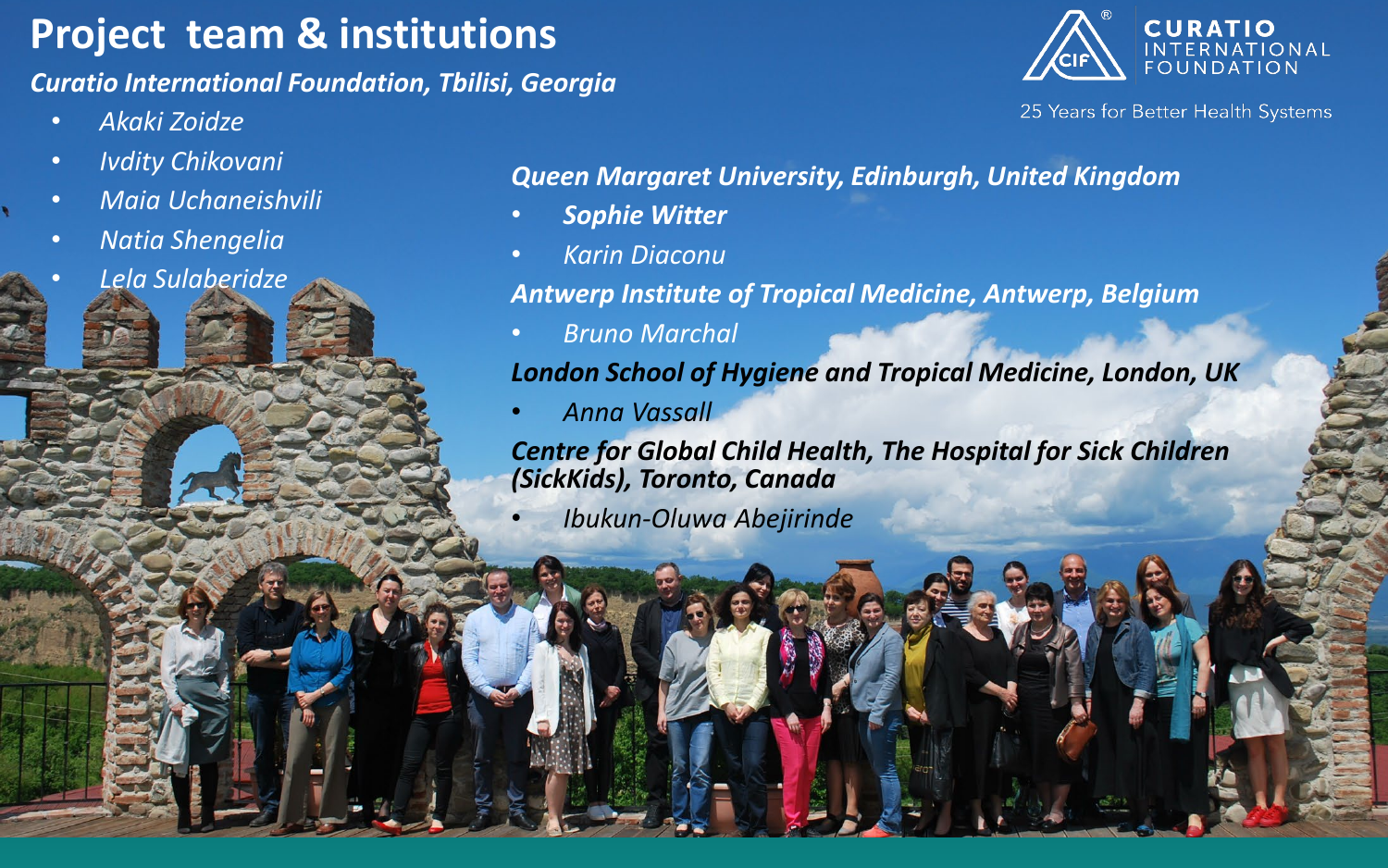# Project team & institutions

***Curatio International Foundation, Tbilisi, Georgia***

- *Akaki Zoidze*
- *Ivdity Chikovani*
- *Maia Uchaneishvili*
- *Natia Shengelia*
- *Lela Sulaberidze*

CURATIO INTERNATIONAL FOUNDATION

25 Years for Better Health Systems

***Queen Margaret University, Edinburgh, United Kingdom***

- ***Sophie Witter***
- *Karin Diaconu*

***Antwerp Institute of Tropical Medicine, Antwerp, Belgium***

- *Bruno Marchal*

***London School of Hygiene and Tropical Medicine, London, UK***

- *Anna Vassall*

***Centre for Global Child Health, The Hospital for Sick Children (SickKids), Toronto, Canada***

- *Ibukun-Oluwa Abejirinde*